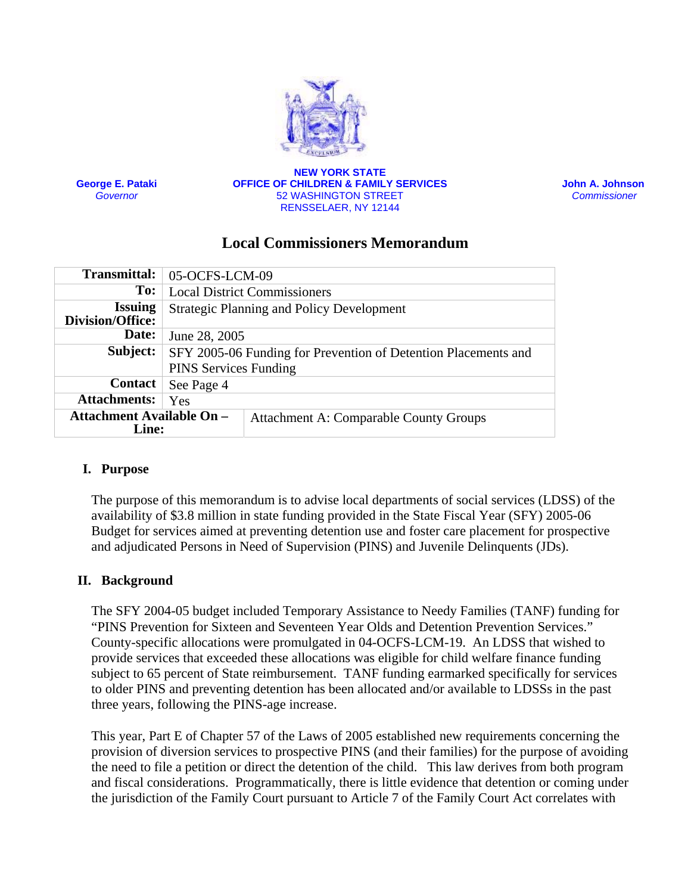George E. Pataki
*Governor*

**NEW YORK STATE**
**OFFICE OF CHILDREN & FAMILY SERVICES**
52 WASHINGTON STREET
RENSSELAER, NY 12144

John A. Johnson
*Commissioner*

# Local Commissioners Memorandum

| | |
|---|---|
| **Transmittal:** | 05-OCFS-LCM-09 |
| **To:** | Local District Commissioners |
| **Issuing Division/Office:** | Strategic Planning and Policy Development |
| **Date:** | June 28, 2005 |
| **Subject:** | SFY 2005-06 Funding for Prevention of Detention Placements and PINS Services Funding |
| **Contact** | See Page 4 |
| **Attachments:** | Yes |
| **Attachment Available On – Line:** | Attachment A: Comparable County Groups |

## I. Purpose

The purpose of this memorandum is to advise local departments of social services (LDSS) of the availability of $3.8 million in state funding provided in the State Fiscal Year (SFY) 2005-06 Budget for services aimed at preventing detention use and foster care placement for prospective and adjudicated Persons in Need of Supervision (PINS) and Juvenile Delinquents (JDs).

## II. Background

The SFY 2004-05 budget included Temporary Assistance to Needy Families (TANF) funding for "PINS Prevention for Sixteen and Seventeen Year Olds and Detention Prevention Services." County-specific allocations were promulgated in 04-OCFS-LCM-19. An LDSS that wished to provide services that exceeded these allocations was eligible for child welfare finance funding subject to 65 percent of State reimbursement. TANF funding earmarked specifically for services to older PINS and preventing detention has been allocated and/or available to LDSSs in the past three years, following the PINS-age increase.

This year, Part E of Chapter 57 of the Laws of 2005 established new requirements concerning the provision of diversion services to prospective PINS (and their families) for the purpose of avoiding the need to file a petition or direct the detention of the child. This law derives from both program and fiscal considerations. Programmatically, there is little evidence that detention or coming under the jurisdiction of the Family Court pursuant to Article 7 of the Family Court Act correlates with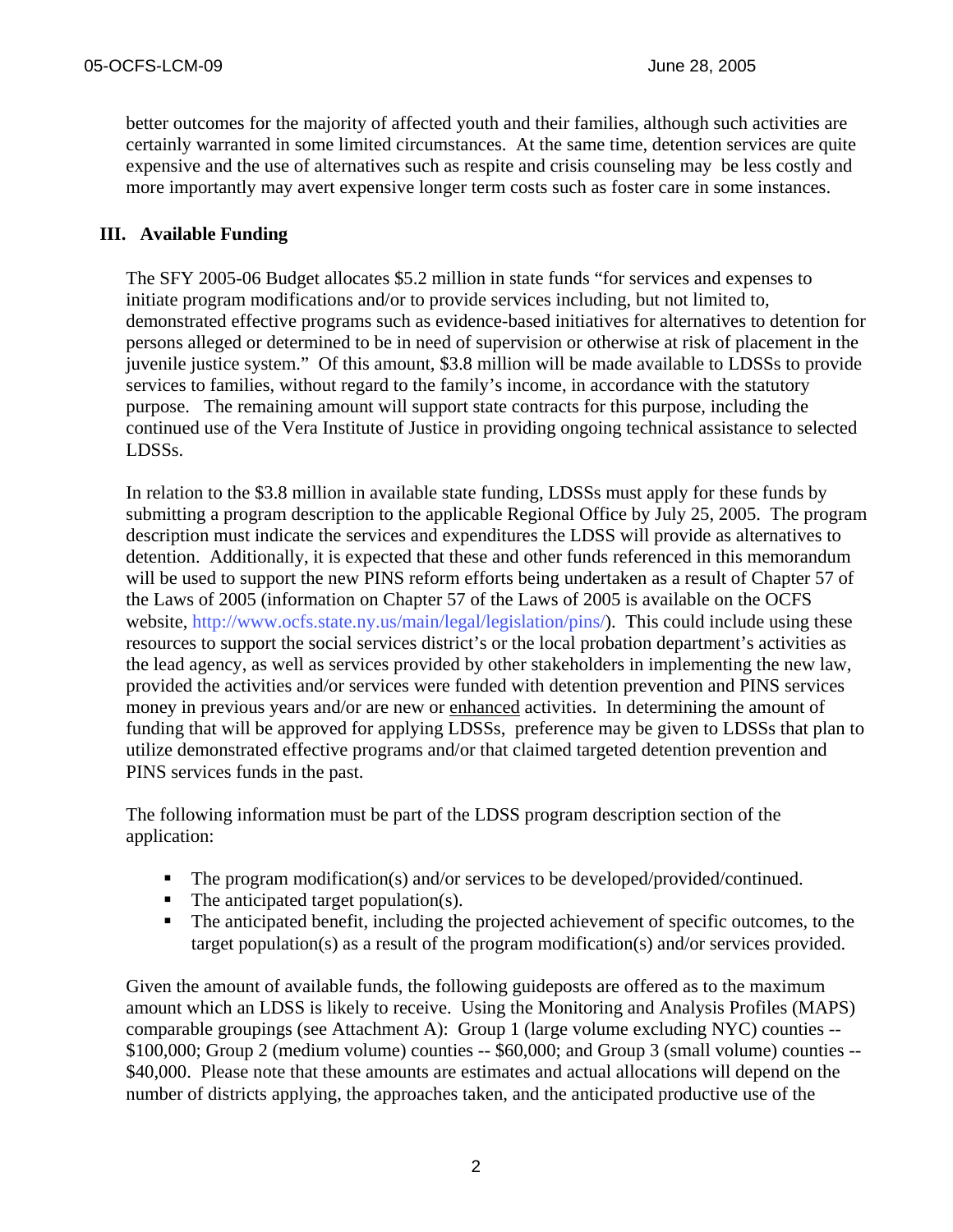better outcomes for the majority of affected youth and their families, although such activities are certainly warranted in some limited circumstances. At the same time, detention services are quite expensive and the use of alternatives such as respite and crisis counseling may be less costly and more importantly may avert expensive longer term costs such as foster care in some instances.

## III. Available Funding

The SFY 2005-06 Budget allocates $5.2 million in state funds "for services and expenses to initiate program modifications and/or to provide services including, but not limited to, demonstrated effective programs such as evidence-based initiatives for alternatives to detention for persons alleged or determined to be in need of supervision or otherwise at risk of placement in the juvenile justice system." Of this amount, $3.8 million will be made available to LDSSs to provide services to families, without regard to the family's income, in accordance with the statutory purpose. The remaining amount will support state contracts for this purpose, including the continued use of the Vera Institute of Justice in providing ongoing technical assistance to selected LDSSs.

In relation to the $3.8 million in available state funding, LDSSs must apply for these funds by submitting a program description to the applicable Regional Office by July 25, 2005. The program description must indicate the services and expenditures the LDSS will provide as alternatives to detention. Additionally, it is expected that these and other funds referenced in this memorandum will be used to support the new PINS reform efforts being undertaken as a result of Chapter 57 of the Laws of 2005 (information on Chapter 57 of the Laws of 2005 is available on the OCFS website, http://www.ocfs.state.ny.us/main/legal/legislation/pins/). This could include using these resources to support the social services district's or the local probation department's activities as the lead agency, as well as services provided by other stakeholders in implementing the new law, provided the activities and/or services were funded with detention prevention and PINS services money in previous years and/or are new or enhanced activities. In determining the amount of funding that will be approved for applying LDSSs, preference may be given to LDSSs that plan to utilize demonstrated effective programs and/or that claimed targeted detention prevention and PINS services funds in the past.

The following information must be part of the LDSS program description section of the application:

- The program modification(s) and/or services to be developed/provided/continued.
- The anticipated target population(s).
- The anticipated benefit, including the projected achievement of specific outcomes, to the target population(s) as a result of the program modification(s) and/or services provided.

Given the amount of available funds, the following guideposts are offered as to the maximum amount which an LDSS is likely to receive. Using the Monitoring and Analysis Profiles (MAPS) comparable groupings (see Attachment A): Group 1 (large volume excluding NYC) counties -- $100,000; Group 2 (medium volume) counties -- $60,000; and Group 3 (small volume) counties -- $40,000. Please note that these amounts are estimates and actual allocations will depend on the number of districts applying, the approaches taken, and the anticipated productive use of the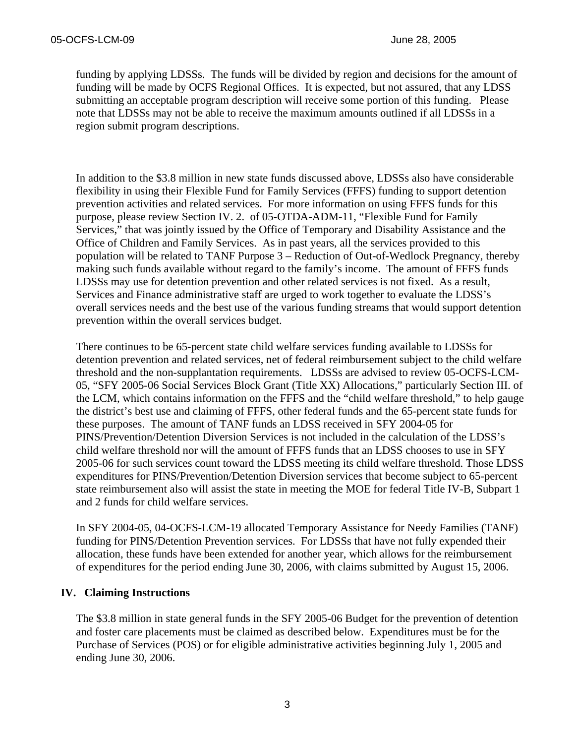funding by applying LDSSs. The funds will be divided by region and decisions for the amount of funding will be made by OCFS Regional Offices. It is expected, but not assured, that any LDSS submitting an acceptable program description will receive some portion of this funding. Please note that LDSSs may not be able to receive the maximum amounts outlined if all LDSSs in a region submit program descriptions.

In addition to the $3.8 million in new state funds discussed above, LDSSs also have considerable flexibility in using their Flexible Fund for Family Services (FFFS) funding to support detention prevention activities and related services. For more information on using FFFS funds for this purpose, please review Section IV. 2. of 05-OTDA-ADM-11, "Flexible Fund for Family Services," that was jointly issued by the Office of Temporary and Disability Assistance and the Office of Children and Family Services. As in past years, all the services provided to this population will be related to TANF Purpose 3 – Reduction of Out-of-Wedlock Pregnancy, thereby making such funds available without regard to the family's income. The amount of FFFS funds LDSSs may use for detention prevention and other related services is not fixed. As a result, Services and Finance administrative staff are urged to work together to evaluate the LDSS's overall services needs and the best use of the various funding streams that would support detention prevention within the overall services budget.

There continues to be 65-percent state child welfare services funding available to LDSSs for detention prevention and related services, net of federal reimbursement subject to the child welfare threshold and the non-supplantation requirements. LDSSs are advised to review 05-OCFS-LCM-05, "SFY 2005-06 Social Services Block Grant (Title XX) Allocations," particularly Section III. of the LCM, which contains information on the FFFS and the "child welfare threshold," to help gauge the district's best use and claiming of FFFS, other federal funds and the 65-percent state funds for these purposes. The amount of TANF funds an LDSS received in SFY 2004-05 for PINS/Prevention/Detention Diversion Services is not included in the calculation of the LDSS's child welfare threshold nor will the amount of FFFS funds that an LDSS chooses to use in SFY 2005-06 for such services count toward the LDSS meeting its child welfare threshold. Those LDSS expenditures for PINS/Prevention/Detention Diversion services that become subject to 65-percent state reimbursement also will assist the state in meeting the MOE for federal Title IV-B, Subpart 1 and 2 funds for child welfare services.

In SFY 2004-05, 04-OCFS-LCM-19 allocated Temporary Assistance for Needy Families (TANF) funding for PINS/Detention Prevention services. For LDSSs that have not fully expended their allocation, these funds have been extended for another year, which allows for the reimbursement of expenditures for the period ending June 30, 2006, with claims submitted by August 15, 2006.

## IV. Claiming Instructions

The $3.8 million in state general funds in the SFY 2005-06 Budget for the prevention of detention and foster care placements must be claimed as described below. Expenditures must be for the Purchase of Services (POS) or for eligible administrative activities beginning July 1, 2005 and ending June 30, 2006.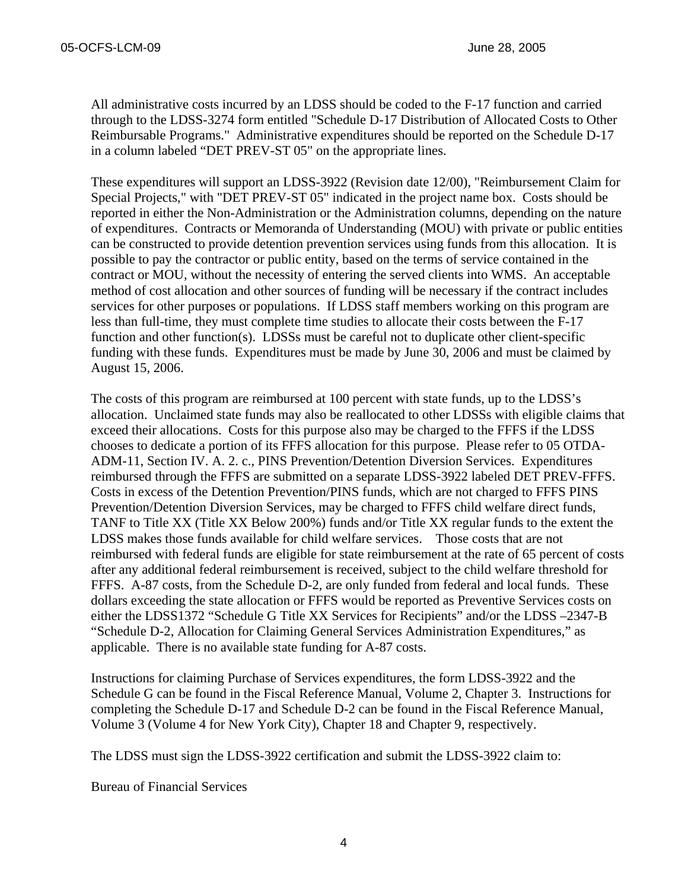All administrative costs incurred by an LDSS should be coded to the F-17 function and carried through to the LDSS-3274 form entitled "Schedule D-17 Distribution of Allocated Costs to Other Reimbursable Programs." Administrative expenditures should be reported on the Schedule D-17 in a column labeled "DET PREV-ST 05" on the appropriate lines.

These expenditures will support an LDSS-3922 (Revision date 12/00), "Reimbursement Claim for Special Projects," with "DET PREV-ST 05" indicated in the project name box. Costs should be reported in either the Non-Administration or the Administration columns, depending on the nature of expenditures. Contracts or Memoranda of Understanding (MOU) with private or public entities can be constructed to provide detention prevention services using funds from this allocation. It is possible to pay the contractor or public entity, based on the terms of service contained in the contract or MOU, without the necessity of entering the served clients into WMS. An acceptable method of cost allocation and other sources of funding will be necessary if the contract includes services for other purposes or populations. If LDSS staff members working on this program are less than full-time, they must complete time studies to allocate their costs between the F-17 function and other function(s). LDSSs must be careful not to duplicate other client-specific funding with these funds. Expenditures must be made by June 30, 2006 and must be claimed by August 15, 2006.

The costs of this program are reimbursed at 100 percent with state funds, up to the LDSS's allocation. Unclaimed state funds may also be reallocated to other LDSSs with eligible claims that exceed their allocations. Costs for this purpose also may be charged to the FFFS if the LDSS chooses to dedicate a portion of its FFFS allocation for this purpose. Please refer to 05 OTDA-ADM-11, Section IV. A. 2. c., PINS Prevention/Detention Diversion Services. Expenditures reimbursed through the FFFS are submitted on a separate LDSS-3922 labeled DET PREV-FFFS. Costs in excess of the Detention Prevention/PINS funds, which are not charged to FFFS PINS Prevention/Detention Diversion Services, may be charged to FFFS child welfare direct funds, TANF to Title XX (Title XX Below 200%) funds and/or Title XX regular funds to the extent the LDSS makes those funds available for child welfare services. Those costs that are not reimbursed with federal funds are eligible for state reimbursement at the rate of 65 percent of costs after any additional federal reimbursement is received, subject to the child welfare threshold for FFFS. A-87 costs, from the Schedule D-2, are only funded from federal and local funds. These dollars exceeding the state allocation or FFFS would be reported as Preventive Services costs on either the LDSS1372 "Schedule G Title XX Services for Recipients" and/or the LDSS –2347-B "Schedule D-2, Allocation for Claiming General Services Administration Expenditures," as applicable. There is no available state funding for A-87 costs.

Instructions for claiming Purchase of Services expenditures, the form LDSS-3922 and the Schedule G can be found in the Fiscal Reference Manual, Volume 2, Chapter 3. Instructions for completing the Schedule D-17 and Schedule D-2 can be found in the Fiscal Reference Manual, Volume 3 (Volume 4 for New York City), Chapter 18 and Chapter 9, respectively.

The LDSS must sign the LDSS-3922 certification and submit the LDSS-3922 claim to:

Bureau of Financial Services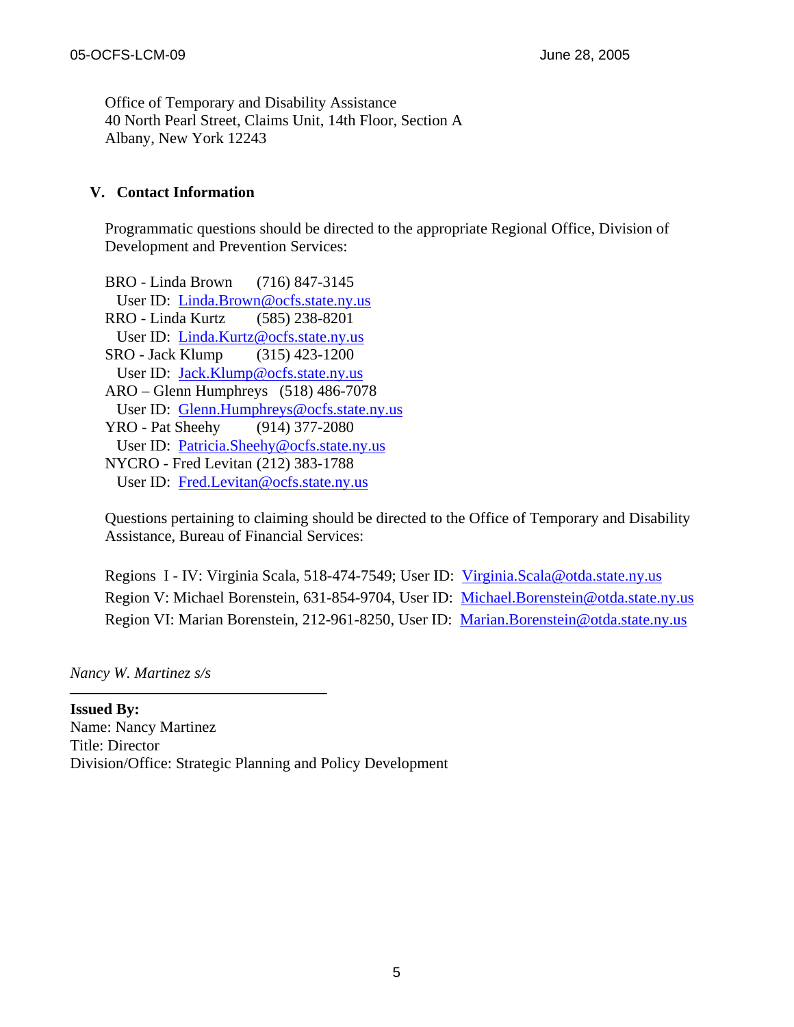Office of Temporary and Disability Assistance
40 North Pearl Street, Claims Unit, 14th Floor, Section A
Albany, New York 12243

## V. Contact Information

Programmatic questions should be directed to the appropriate Regional Office, Division of Development and Prevention Services:

BRO - Linda Brown (716) 847-3145
User ID: Linda.Brown@ocfs.state.ny.us
RRO - Linda Kurtz (585) 238-8201
User ID: Linda.Kurtz@ocfs.state.ny.us
SRO - Jack Klump (315) 423-1200
User ID: Jack.Klump@ocfs.state.ny.us
ARO – Glenn Humphreys (518) 486-7078
User ID: Glenn.Humphreys@ocfs.state.ny.us
YRO - Pat Sheehy (914) 377-2080
User ID: Patricia.Sheehy@ocfs.state.ny.us
NYCRO - Fred Levitan (212) 383-1788
User ID: Fred.Levitan@ocfs.state.ny.us

Questions pertaining to claiming should be directed to the Office of Temporary and Disability Assistance, Bureau of Financial Services:

Regions I - IV: Virginia Scala, 518-474-7549; User ID: Virginia.Scala@otda.state.ny.us
Region V: Michael Borenstein, 631-854-9704, User ID: Michael.Borenstein@otda.state.ny.us
Region VI: Marian Borenstein, 212-961-8250, User ID: Marian.Borenstein@otda.state.ny.us

*Nancy W. Martinez s/s*

---

**Issued By:**
Name: Nancy Martinez
Title: Director
Division/Office: Strategic Planning and Policy Development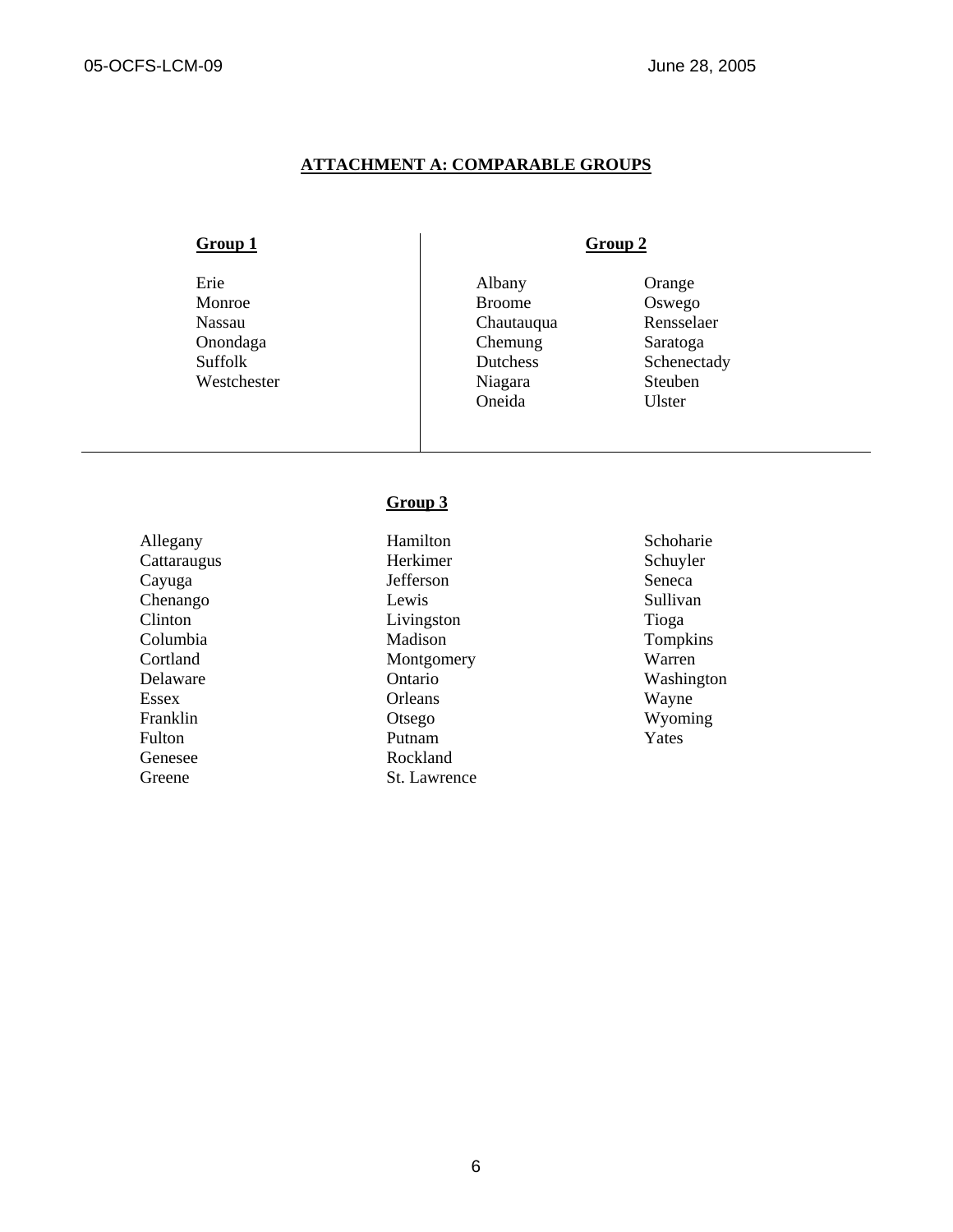## ATTACHMENT A: COMPARABLE GROUPS

**Group 1**

Erie
Monroe
Nassau
Onondaga
Suffolk
Westchester

**Group 2**

Albany
Broome
Chautauqua
Chemung
Dutchess
Niagara
Oneida
Orange
Oswego
Rensselaer
Saratoga
Schenectady
Steuben
Ulster

**Group 3**

Allegany
Cattaraugus
Cayuga
Chenango
Clinton
Columbia
Cortland
Delaware
Essex
Franklin
Fulton
Genesee
Greene
Hamilton
Herkimer
Jefferson
Lewis
Livingston
Madison
Montgomery
Ontario
Orleans
Otsego
Putnam
Rockland
St. Lawrence
Schoharie
Schuyler
Seneca
Sullivan
Tioga
Tompkins
Warren
Washington
Wayne
Wyoming
Yates